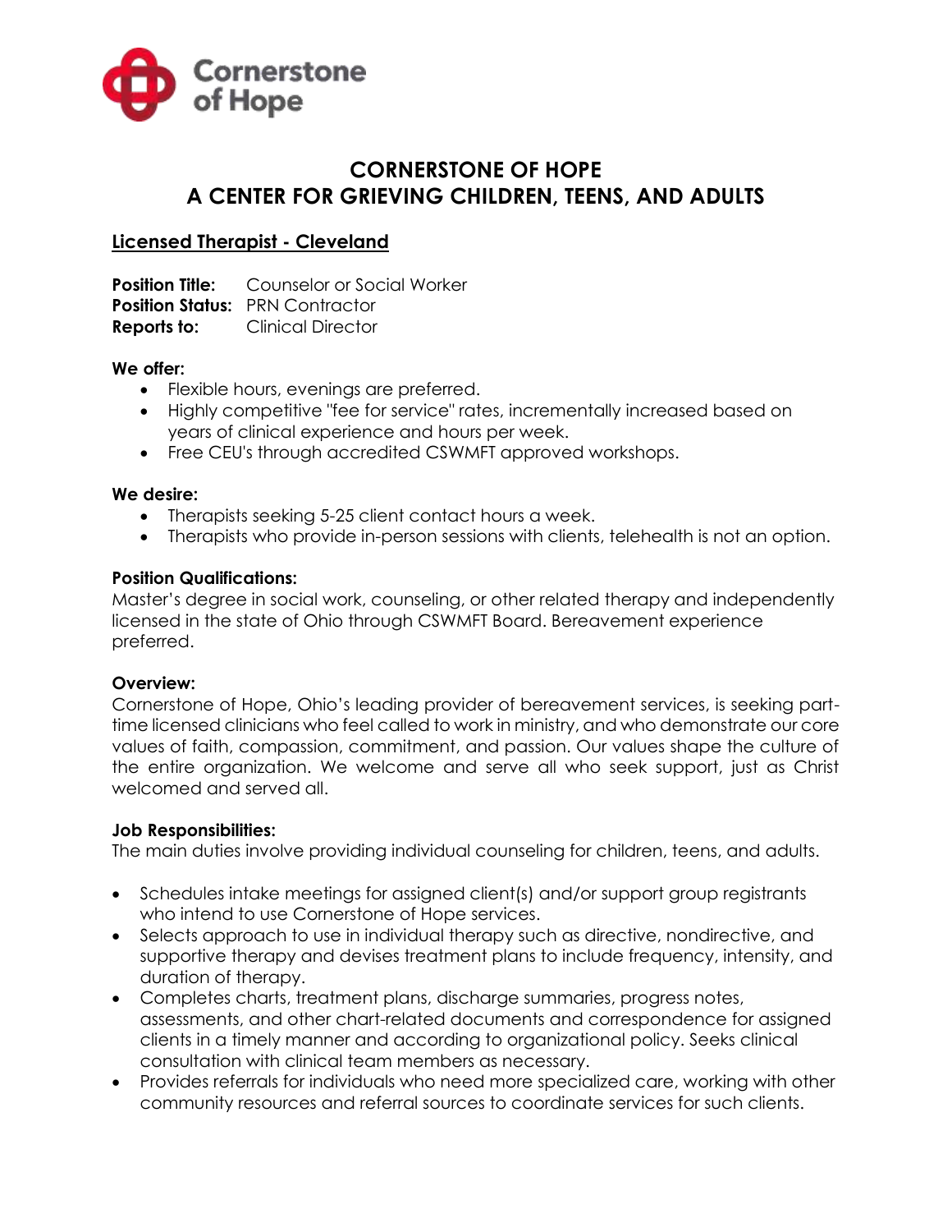Cornerstone of Hope

# CORNERSTONE OF HOPE
# A CENTER FOR GRIEVING CHILDREN, TEENS, AND ADULTS

## Licensed Therapist - Cleveland

**Position Title:** Counselor or Social Worker
**Position Status:** PRN Contractor
**Reports to:** Clinical Director

**We offer:**

- Flexible hours, evenings are preferred.
- Highly competitive "fee for service" rates, incrementally increased based on years of clinical experience and hours per week.
- Free CEU's through accredited CSWMFT approved workshops.

**We desire:**

- Therapists seeking 5-25 client contact hours a week.
- Therapists who provide in-person sessions with clients, telehealth is not an option.

**Position Qualifications:**
Master's degree in social work, counseling, or other related therapy and independently licensed in the state of Ohio through CSWMFT Board. Bereavement experience preferred.

**Overview:**
Cornerstone of Hope, Ohio's leading provider of bereavement services, is seeking part-time licensed clinicians who feel called to work in ministry, and who demonstrate our core values of faith, compassion, commitment, and passion. Our values shape the culture of the entire organization. We welcome and serve all who seek support, just as Christ welcomed and served all.

**Job Responsibilities:**
The main duties involve providing individual counseling for children, teens, and adults.

- Schedules intake meetings for assigned client(s) and/or support group registrants who intend to use Cornerstone of Hope services.
- Selects approach to use in individual therapy such as directive, nondirective, and supportive therapy and devises treatment plans to include frequency, intensity, and duration of therapy.
- Completes charts, treatment plans, discharge summaries, progress notes, assessments, and other chart-related documents and correspondence for assigned clients in a timely manner and according to organizational policy. Seeks clinical consultation with clinical team members as necessary.
- Provides referrals for individuals who need more specialized care, working with other community resources and referral sources to coordinate services for such clients.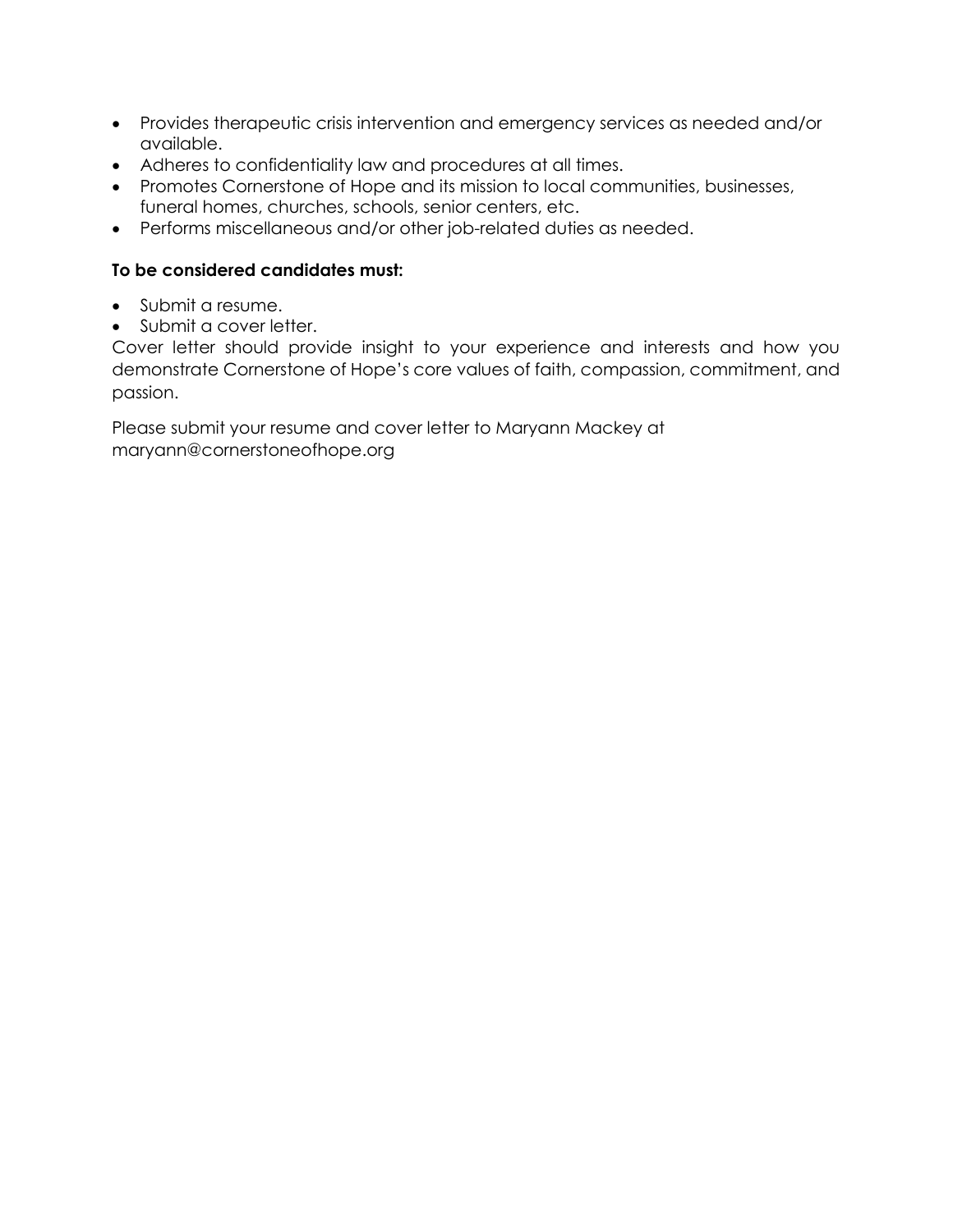- Provides therapeutic crisis intervention and emergency services as needed and/or available.
- Adheres to confidentiality law and procedures at all times.
- Promotes Cornerstone of Hope and its mission to local communities, businesses, funeral homes, churches, schools, senior centers, etc.
- Performs miscellaneous and/or other job-related duties as needed.

**To be considered candidates must:**

- Submit a resume.
- Submit a cover letter.

Cover letter should provide insight to your experience and interests and how you demonstrate Cornerstone of Hope's core values of faith, compassion, commitment, and passion.

Please submit your resume and cover letter to Maryann Mackey at maryann@cornerstoneofhope.org